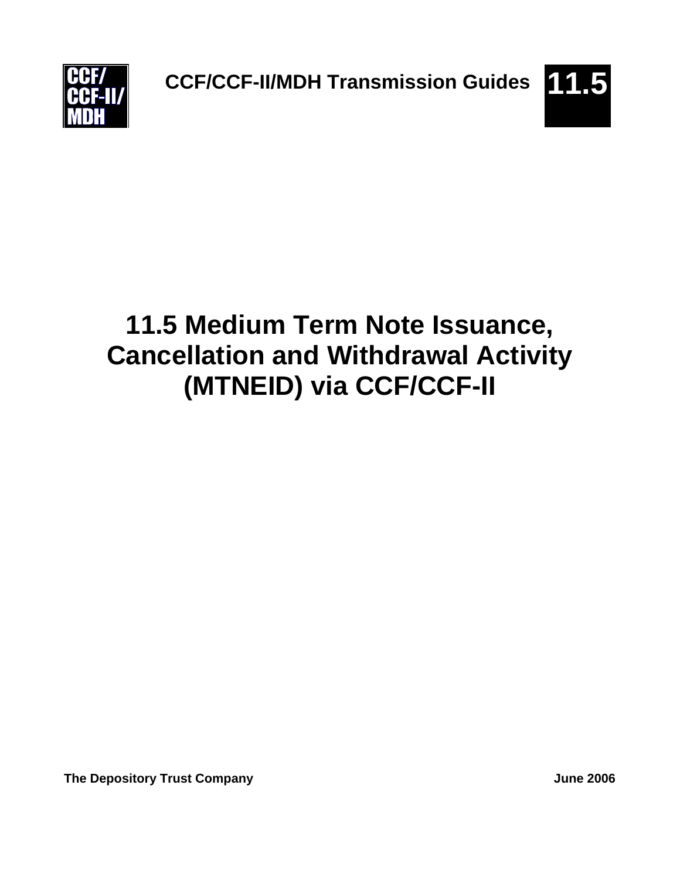# 11.5 Medium Term Note Issuance, Cancellation and Withdrawal Activity (MTNEID) via CCF/CCF-II

The Depository Trust Company

June 2006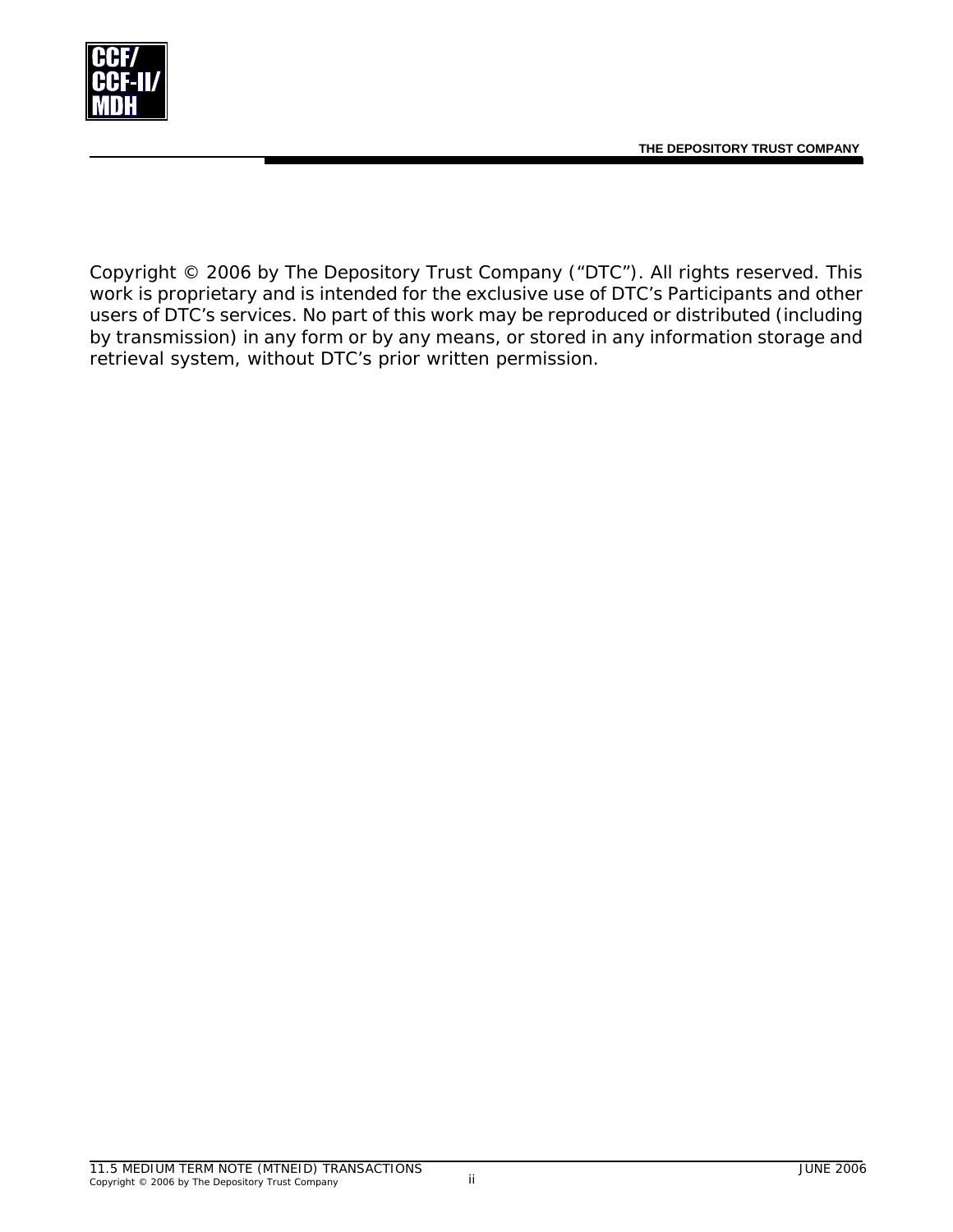Copyright © 2006 by The Depository Trust Company ("DTC"). All rights reserved. This work is proprietary and is intended for the exclusive use of DTC's Participants and other users of DTC's services. No part of this work may be reproduced or distributed (including by transmission) in any form or by any means, or stored in any information storage and retrieval system, without DTC's prior written permission.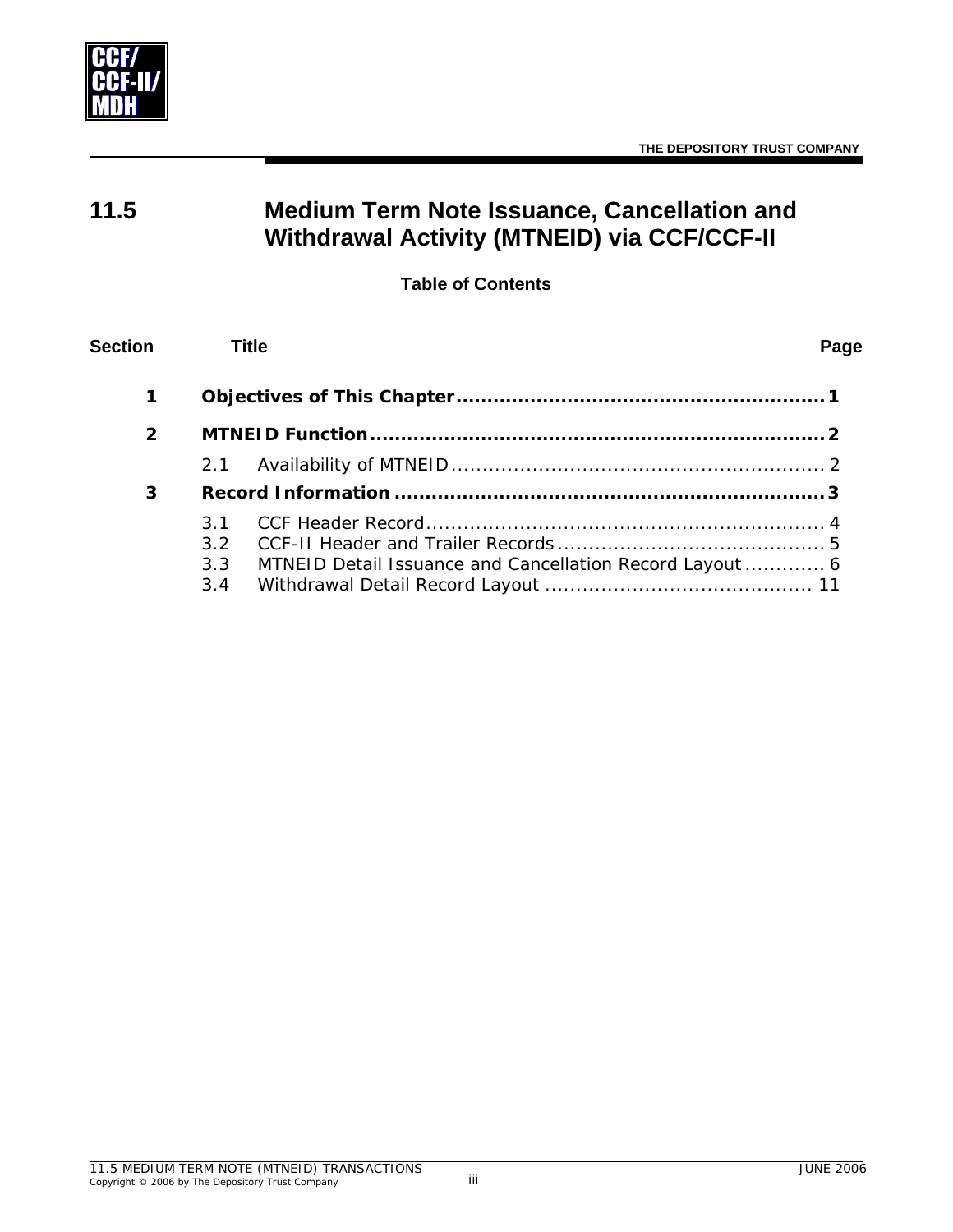# 11.5 Medium Term Note Issuance, Cancellation and Withdrawal Activity (MTNEID) via CCF/CCF-II

**Table of Contents**

| Section | Title | Page |
|---|---|---|
| **1** | **Objectives of This Chapter** | **1** |
| **2** | **MTNEID Function** | **2** |
| | 2.1 Availability of MTNEID | 2 |
| **3** | **Record Information** | **3** |
| | 3.1 CCF Header Record | 4 |
| | 3.2 CCF-II Header and Trailer Records | 5 |
| | 3.3 MTNEID Detail Issuance and Cancellation Record Layout | 6 |
| | 3.4 Withdrawal Detail Record Layout | 11 |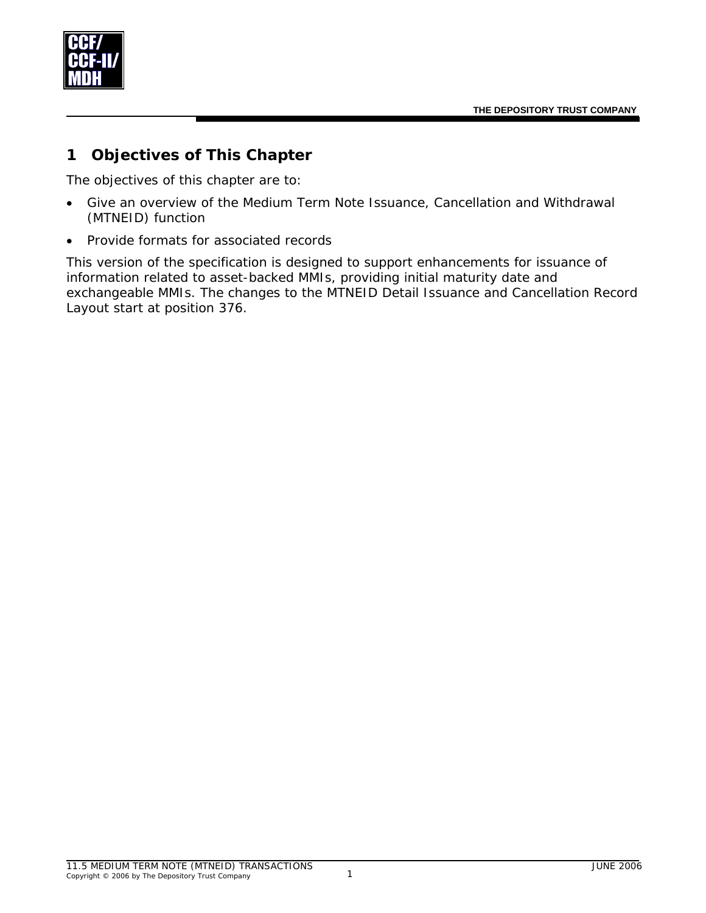# 1 Objectives of This Chapter

The objectives of this chapter are to:

- Give an overview of the Medium Term Note Issuance, Cancellation and Withdrawal (MTNEID) function
- Provide formats for associated records

This version of the specification is designed to support enhancements for issuance of information related to asset-backed MMIs, providing initial maturity date and exchangeable MMIs. The changes to the MTNEID Detail Issuance and Cancellation Record Layout start at position 376.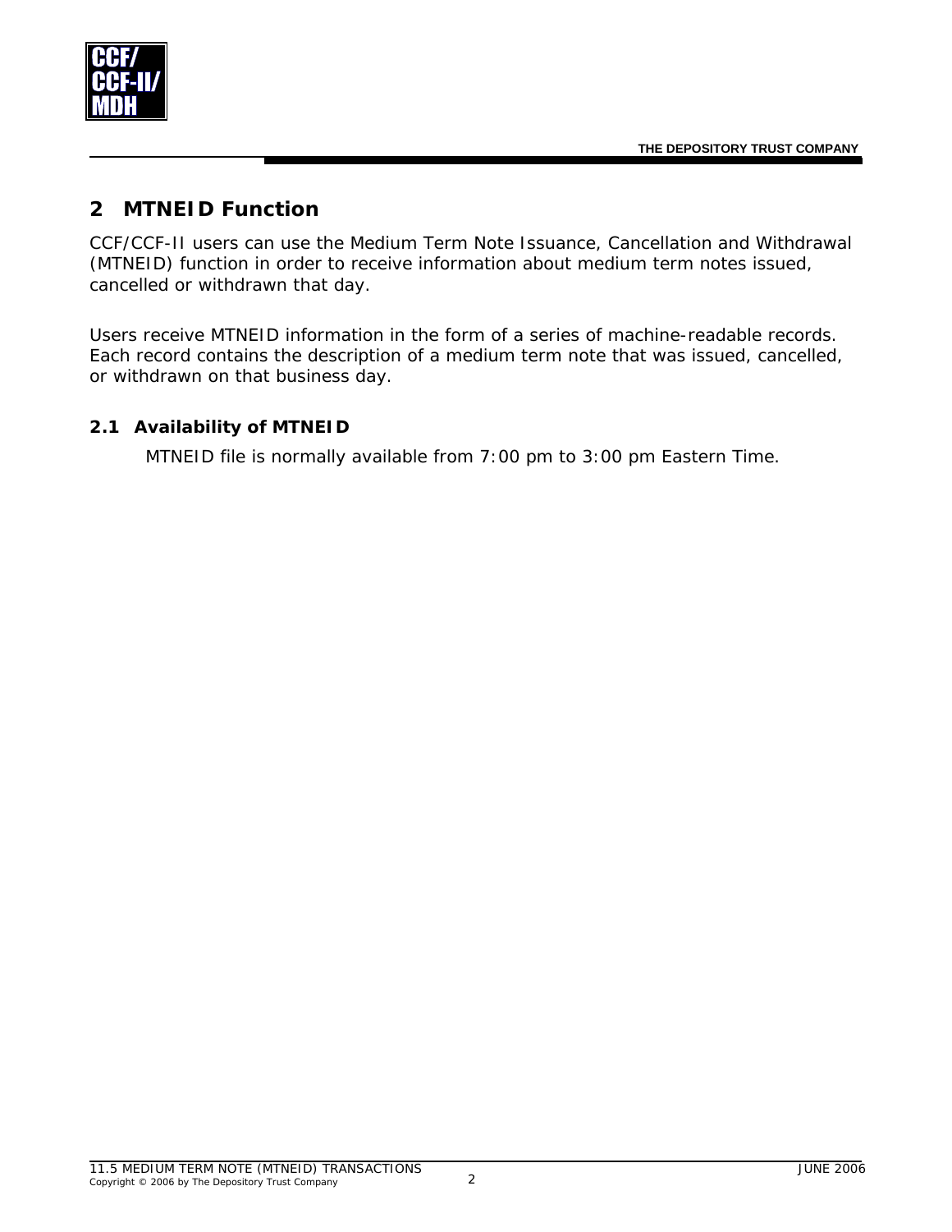## 2 MTNEID Function

CCF/CCF-II users can use the Medium Term Note Issuance, Cancellation and Withdrawal (MTNEID) function in order to receive information about medium term notes issued, cancelled or withdrawn that day.

Users receive MTNEID information in the form of a series of machine-readable records. Each record contains the description of a medium term note that was issued, cancelled, or withdrawn on that business day.

### 2.1 Availability of MTNEID

MTNEID file is normally available from 7:00 pm to 3:00 pm Eastern Time.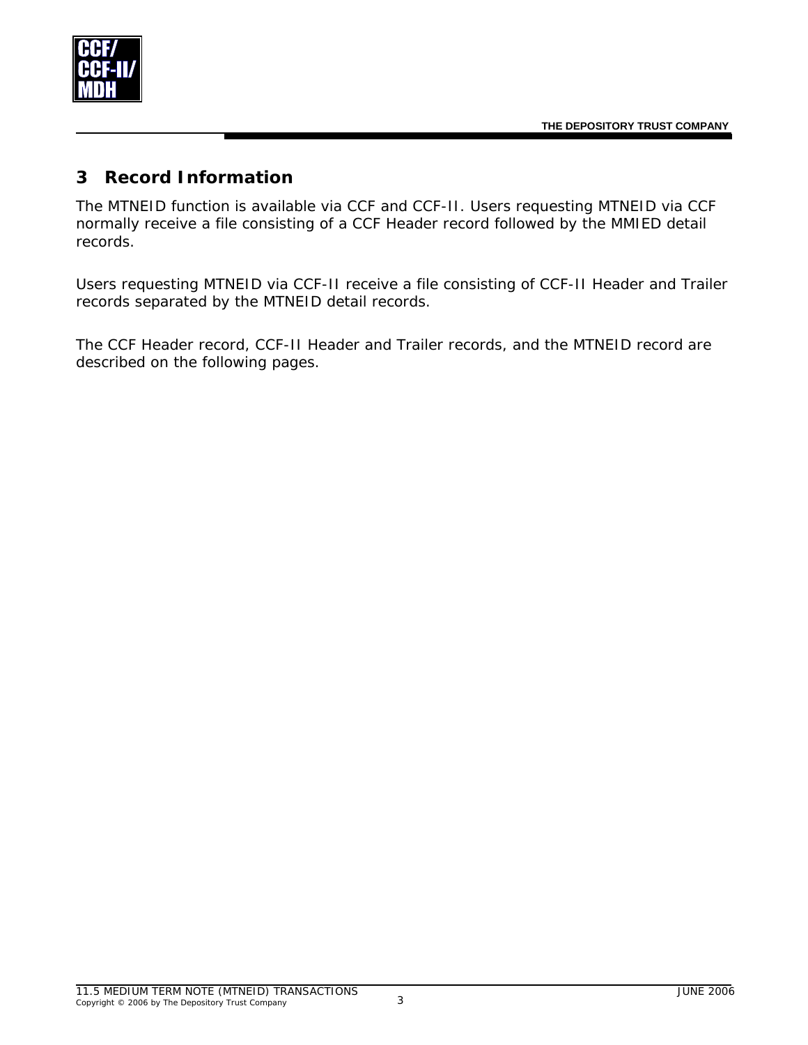# 3 Record Information

The MTNEID function is available via CCF and CCF-II. Users requesting MTNEID via CCF normally receive a file consisting of a CCF Header record followed by the MMIED detail records.

Users requesting MTNEID via CCF-II receive a file consisting of CCF-II Header and Trailer records separated by the MTNEID detail records.

The CCF Header record, CCF-II Header and Trailer records, and the MTNEID record are described on the following pages.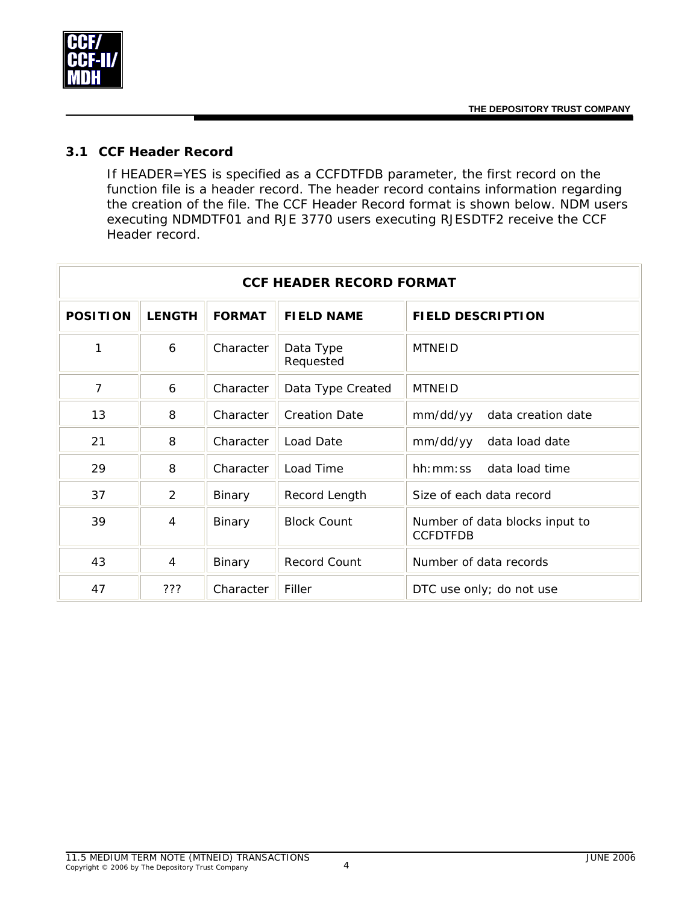## 3.1 CCF Header Record

If HEADER=YES is specified as a CCFDTFDB parameter, the first record on the function file is a header record. The header record contains information regarding the creation of the file. The CCF Header Record format is shown below. NDM users executing NDMDTF01 and RJE 3770 users executing RJESDTF2 receive the CCF Header record.

| CCF HEADER RECORD FORMAT | | | | |
|---|---|---|---|---|
| **POSITION** | **LENGTH** | **FORMAT** | **FIELD NAME** | **FIELD DESCRIPTION** |
| 1 | 6 | Character | Data Type Requested | MTNEID |
| 7 | 6 | Character | Data Type Created | MTNEID |
| 13 | 8 | Character | Creation Date | mm/dd/yy data creation date |
| 21 | 8 | Character | Load Date | mm/dd/yy data load date |
| 29 | 8 | Character | Load Time | hh:mm:ss data load time |
| 37 | 2 | Binary | Record Length | Size of each data record |
| 39 | 4 | Binary | Block Count | Number of data blocks input to CCFDTFDB |
| 43 | 4 | Binary | Record Count | Number of data records |
| 47 | ??? | Character | Filler | DTC use only; do not use |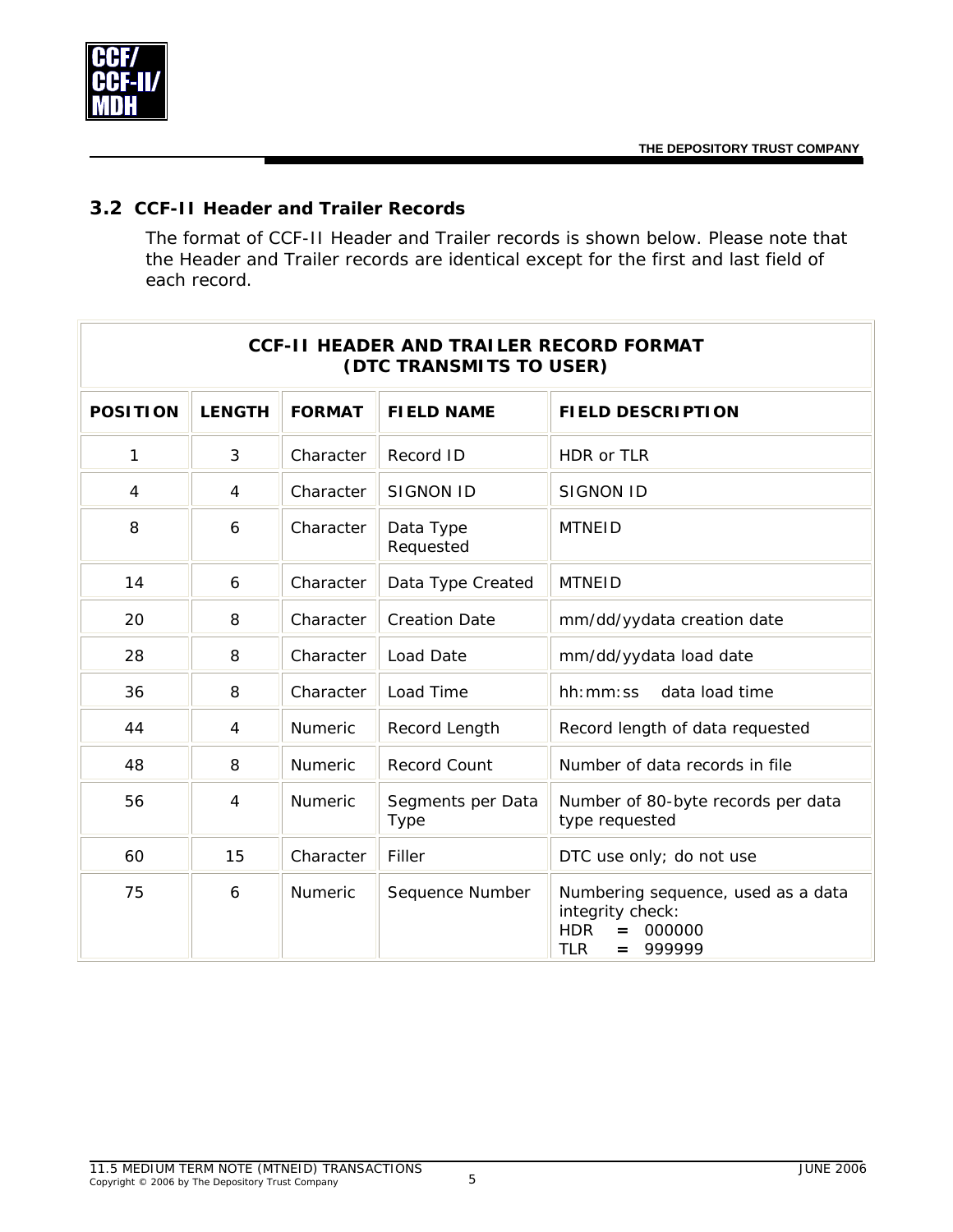### 3.2 CCF-II Header and Trailer Records

The format of CCF-II Header and Trailer records is shown below. Please note that the Header and Trailer records are identical except for the first and last field of each record.

| CCF-II HEADER AND TRAILER RECORD FORMAT (DTC TRANSMITS TO USER) | | | | |
|---|---|---|---|---|
| **POSITION** | **LENGTH** | **FORMAT** | **FIELD NAME** | **FIELD DESCRIPTION** |
| 1 | 3 | Character | Record ID | HDR or TLR |
| 4 | 4 | Character | SIGNON ID | SIGNON ID |
| 8 | 6 | Character | Data Type Requested | MTNEID |
| 14 | 6 | Character | Data Type Created | MTNEID |
| 20 | 8 | Character | Creation Date | mm/dd/yydata creation date |
| 28 | 8 | Character | Load Date | mm/dd/yydata load date |
| 36 | 8 | Character | Load Time | hh:mm:ss data load time |
| 44 | 4 | Numeric | Record Length | Record length of data requested |
| 48 | 8 | Numeric | Record Count | Number of data records in file |
| 56 | 4 | Numeric | Segments per Data Type | Number of 80-byte records per data type requested |
| 60 | 15 | Character | Filler | DTC use only; do not use |
| 75 | 6 | Numeric | Sequence Number | Numbering sequence, used as a data integrity check: HDR = 000000 TLR = 999999 |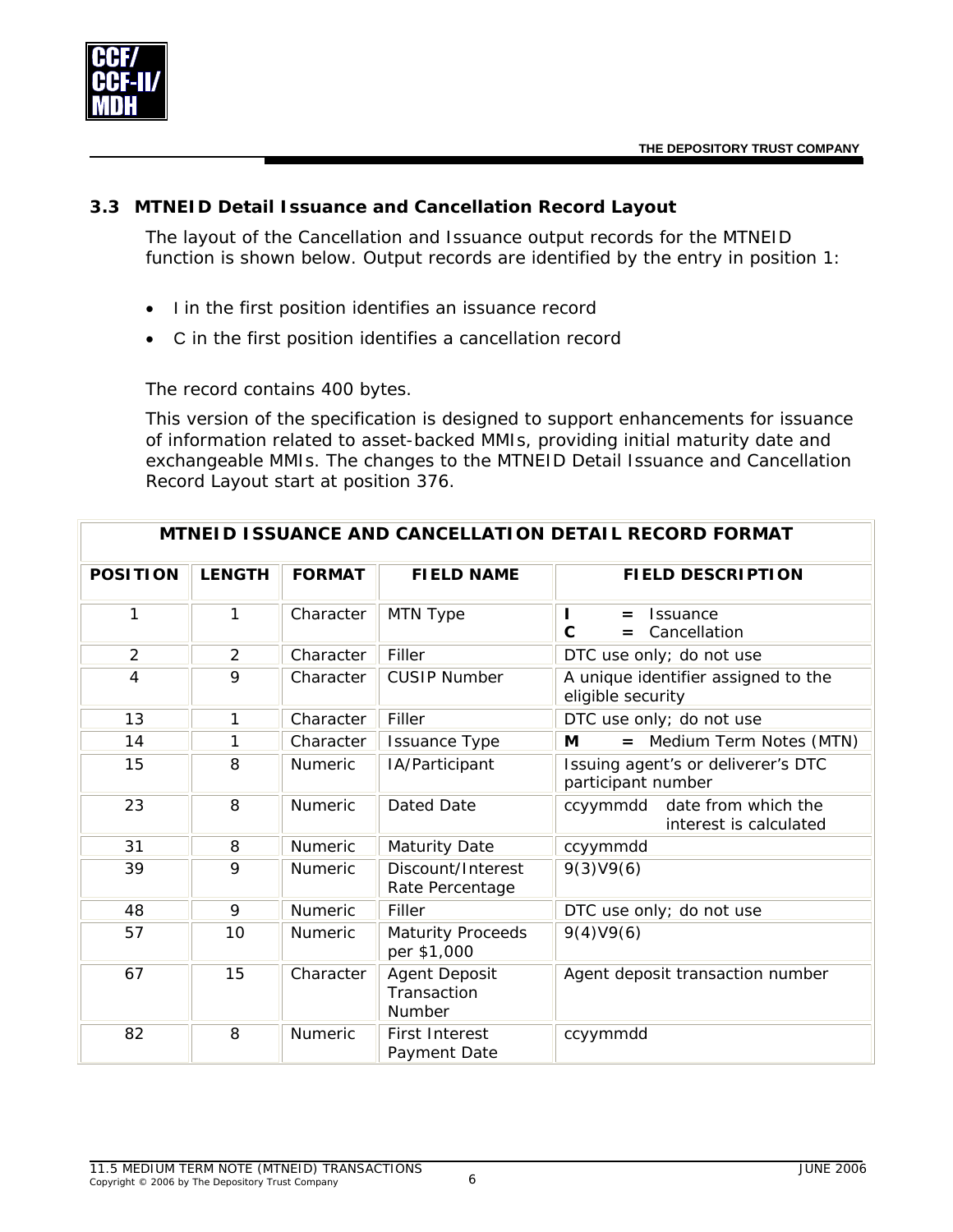### 3.3 MTNEID Detail Issuance and Cancellation Record Layout

The layout of the Cancellation and Issuance output records for the MTNEID function is shown below. Output records are identified by the entry in position 1:

- I in the first position identifies an issuance record
- C in the first position identifies a cancellation record

The record contains 400 bytes.

This version of the specification is designed to support enhancements for issuance of information related to asset-backed MMIs, providing initial maturity date and exchangeable MMIs. The changes to the MTNEID Detail Issuance and Cancellation Record Layout start at position 376.

| MTNEID ISSUANCE AND CANCELLATION DETAIL RECORD FORMAT | | | | |
|---|---|---|---|---|
| **POSITION** | **LENGTH** | **FORMAT** | **FIELD NAME** | **FIELD DESCRIPTION** |
| 1 | 1 | Character | MTN Type | **I** **=** Issuance<br>**C** **=** Cancellation |
| 2 | 2 | Character | Filler | DTC use only; do not use |
| 4 | 9 | Character | CUSIP Number | A unique identifier assigned to the eligible security |
| 13 | 1 | Character | Filler | DTC use only; do not use |
| 14 | 1 | Character | Issuance Type | **M** **=** Medium Term Notes (MTN) |
| 15 | 8 | Numeric | IA/Participant | Issuing agent's or deliverer's DTC participant number |
| 23 | 8 | Numeric | Dated Date | ccyymmdd date from which the interest is calculated |
| 31 | 8 | Numeric | Maturity Date | ccyymmdd |
| 39 | 9 | Numeric | Discount/Interest Rate Percentage | 9(3)V9(6) |
| 48 | 9 | Numeric | Filler | DTC use only; do not use |
| 57 | 10 | Numeric | Maturity Proceeds per $1,000 | 9(4)V9(6) |
| 67 | 15 | Character | Agent Deposit Transaction Number | Agent deposit transaction number |
| 82 | 8 | Numeric | First Interest Payment Date | ccyymmdd |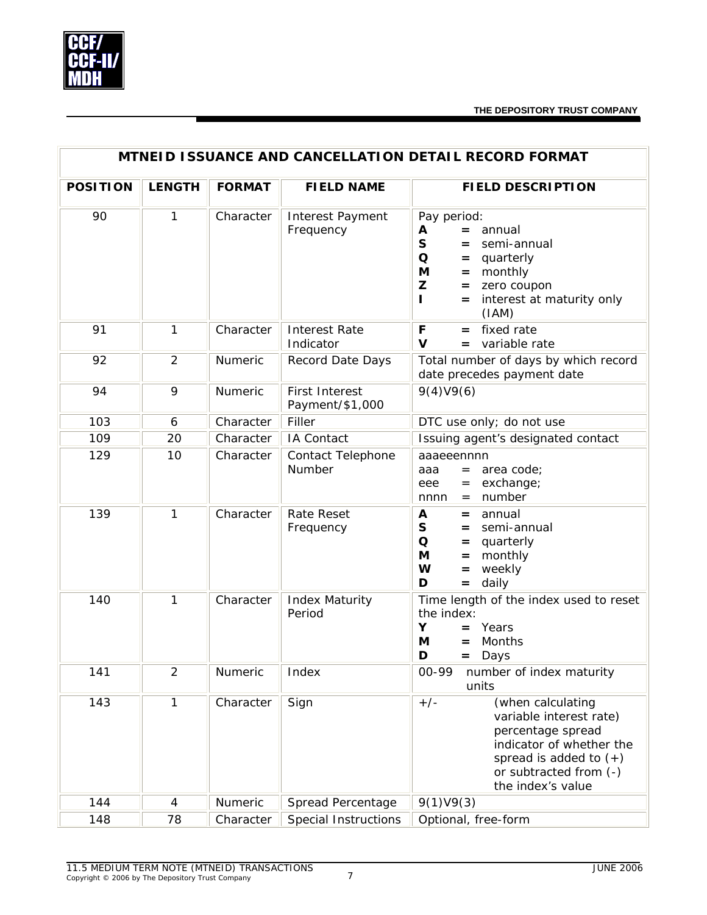## MTNEID ISSUANCE AND CANCELLATION DETAIL RECORD FORMAT

| POSITION | LENGTH | FORMAT | FIELD NAME | FIELD DESCRIPTION |
|---|---|---|---|---|
| 90 | 1 | Character | Interest Payment Frequency | Pay period:<br>**A** = annual<br>**S** = semi-annual<br>**Q** = quarterly<br>**M** = monthly<br>**Z** = zero coupon<br>**I** = interest at maturity only (IAM) |
| 91 | 1 | Character | Interest Rate Indicator | **F** = fixed rate<br>**V** = variable rate |
| 92 | 2 | Numeric | Record Date Days | Total number of days by which record date precedes payment date |
| 94 | 9 | Numeric | First Interest Payment/$1,000 | 9(4)V9(6) |
| 103 | 6 | Character | Filler | DTC use only; do not use |
| 109 | 20 | Character | IA Contact | Issuing agent's designated contact |
| 129 | 10 | Character | Contact Telephone Number | aaaeeennnn<br>aaa = area code;<br>eee = exchange;<br>nnnn = number |
| 139 | 1 | Character | Rate Reset Frequency | **A** = annual<br>**S** = semi-annual<br>**Q** = quarterly<br>**M** = monthly<br>**W** = weekly<br>**D** = daily |
| 140 | 1 | Character | Index Maturity Period | Time length of the index used to reset the index:<br>**Y** = Years<br>**M** = Months<br>**D** = Days |
| 141 | 2 | Numeric | Index | 00-99 number of index maturity units |
| 143 | 1 | Character | Sign | +/- (when calculating variable interest rate) percentage spread indicator of whether the spread is added to (+) or subtracted from (-) the index's value |
| 144 | 4 | Numeric | Spread Percentage | 9(1)V9(3) |
| 148 | 78 | Character | Special Instructions | Optional, free-form |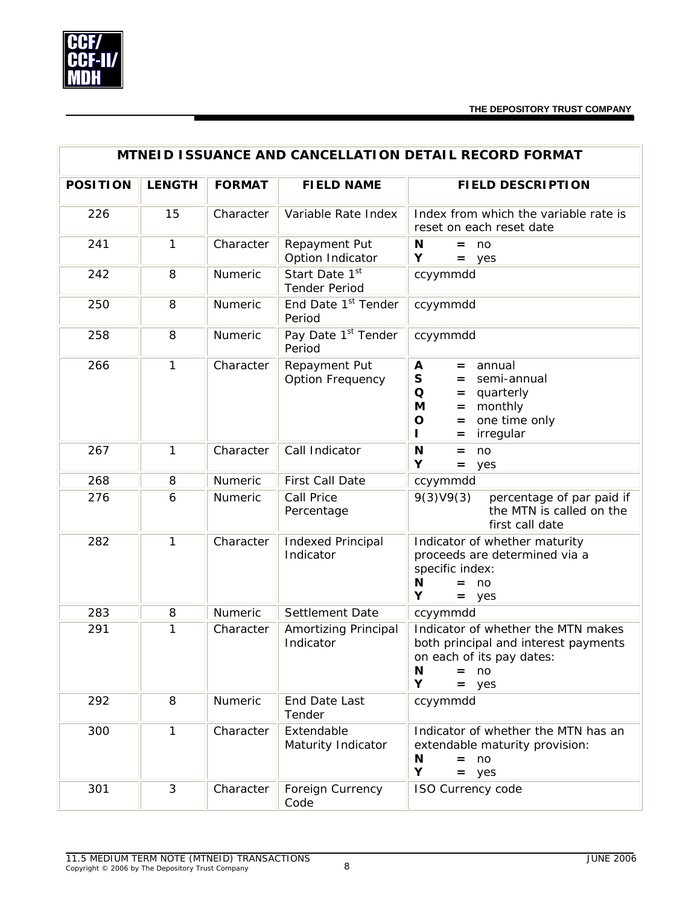## MTNEID ISSUANCE AND CANCELLATION DETAIL RECORD FORMAT

| POSITION | LENGTH | FORMAT | FIELD NAME | FIELD DESCRIPTION |
|---|---|---|---|---|
| 226 | 15 | Character | Variable Rate Index | Index from which the variable rate is reset on each reset date |
| 241 | 1 | Character | Repayment Put Option Indicator | **N** = no<br>**Y** = yes |
| 242 | 8 | Numeric | Start Date 1st Tender Period | ccyymmdd |
| 250 | 8 | Numeric | End Date 1st Tender Period | ccyymmdd |
| 258 | 8 | Numeric | Pay Date 1st Tender Period | ccyymmdd |
| 266 | 1 | Character | Repayment Put Option Frequency | **A** = annual<br>**S** = semi-annual<br>**Q** = quarterly<br>**M** = monthly<br>**O** = one time only<br>**I** = irregular |
| 267 | 1 | Character | Call Indicator | **N** = no<br>**Y** = yes |
| 268 | 8 | Numeric | First Call Date | ccyymmdd |
| 276 | 6 | Numeric | Call Price Percentage | 9(3)V9(3) percentage of par paid if the MTN is called on the first call date |
| 282 | 1 | Character | Indexed Principal Indicator | Indicator of whether maturity proceeds are determined via a specific index:<br>**N** = no<br>**Y** = yes |
| 283 | 8 | Numeric | Settlement Date | ccyymmdd |
| 291 | 1 | Character | Amortizing Principal Indicator | Indicator of whether the MTN makes both principal and interest payments on each of its pay dates:<br>**N** = no<br>**Y** = yes |
| 292 | 8 | Numeric | End Date Last Tender | ccyymmdd |
| 300 | 1 | Character | Extendable Maturity Indicator | Indicator of whether the MTN has an extendable maturity provision:<br>**N** = no<br>**Y** = yes |
| 301 | 3 | Character | Foreign Currency Code | ISO Currency code |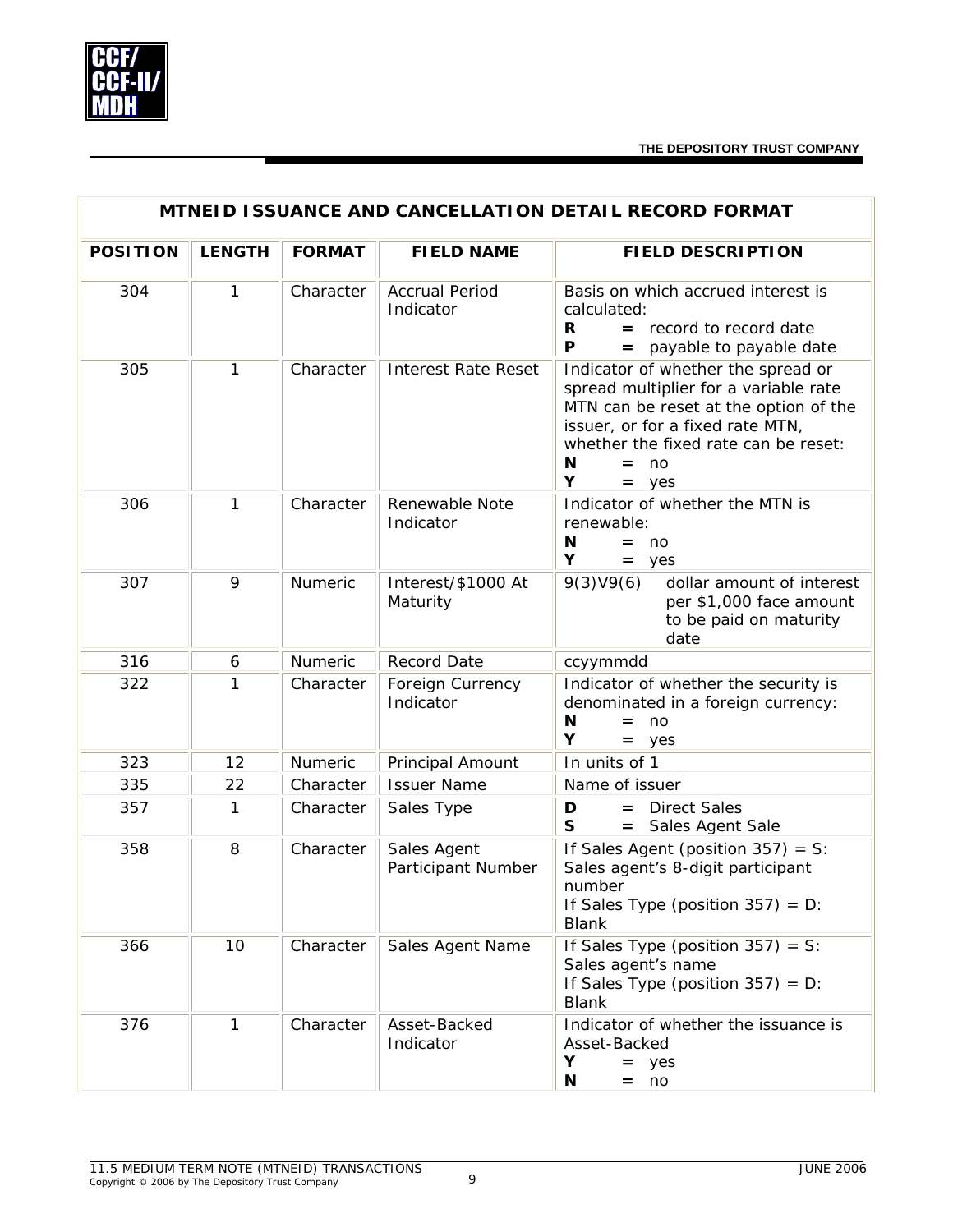## MTNEID ISSUANCE AND CANCELLATION DETAIL RECORD FORMAT

| POSITION | LENGTH | FORMAT | FIELD NAME | FIELD DESCRIPTION |
|---|---|---|---|---|
| 304 | 1 | Character | Accrual Period Indicator | Basis on which accrued interest is calculated:<br>**R** = record to record date<br>**P** = payable to payable date |
| 305 | 1 | Character | Interest Rate Reset | Indicator of whether the spread or spread multiplier for a variable rate MTN can be reset at the option of the issuer, or for a fixed rate MTN, whether the fixed rate can be reset:<br>**N** = no<br>**Y** = yes |
| 306 | 1 | Character | Renewable Note Indicator | Indicator of whether the MTN is renewable:<br>**N** = no<br>**Y** = yes |
| 307 | 9 | Numeric | Interest/$1000 At Maturity | 9(3)V9(6) dollar amount of interest per $1,000 face amount to be paid on maturity date |
| 316 | 6 | Numeric | Record Date | ccyymmdd |
| 322 | 1 | Character | Foreign Currency Indicator | Indicator of whether the security is denominated in a foreign currency:<br>**N** = no<br>**Y** = yes |
| 323 | 12 | Numeric | Principal Amount | In units of 1 |
| 335 | 22 | Character | Issuer Name | Name of issuer |
| 357 | 1 | Character | Sales Type | **D** = Direct Sales<br>**S** = Sales Agent Sale |
| 358 | 8 | Character | Sales Agent Participant Number | If Sales Agent (position 357) = S: Sales agent's 8-digit participant number<br>If Sales Type (position 357) = D: Blank |
| 366 | 10 | Character | Sales Agent Name | If Sales Type (position 357) = S: Sales agent's name<br>If Sales Type (position 357) = D: Blank |
| 376 | 1 | Character | Asset-Backed Indicator | Indicator of whether the issuance is Asset-Backed<br>**Y** = yes<br>**N** = no |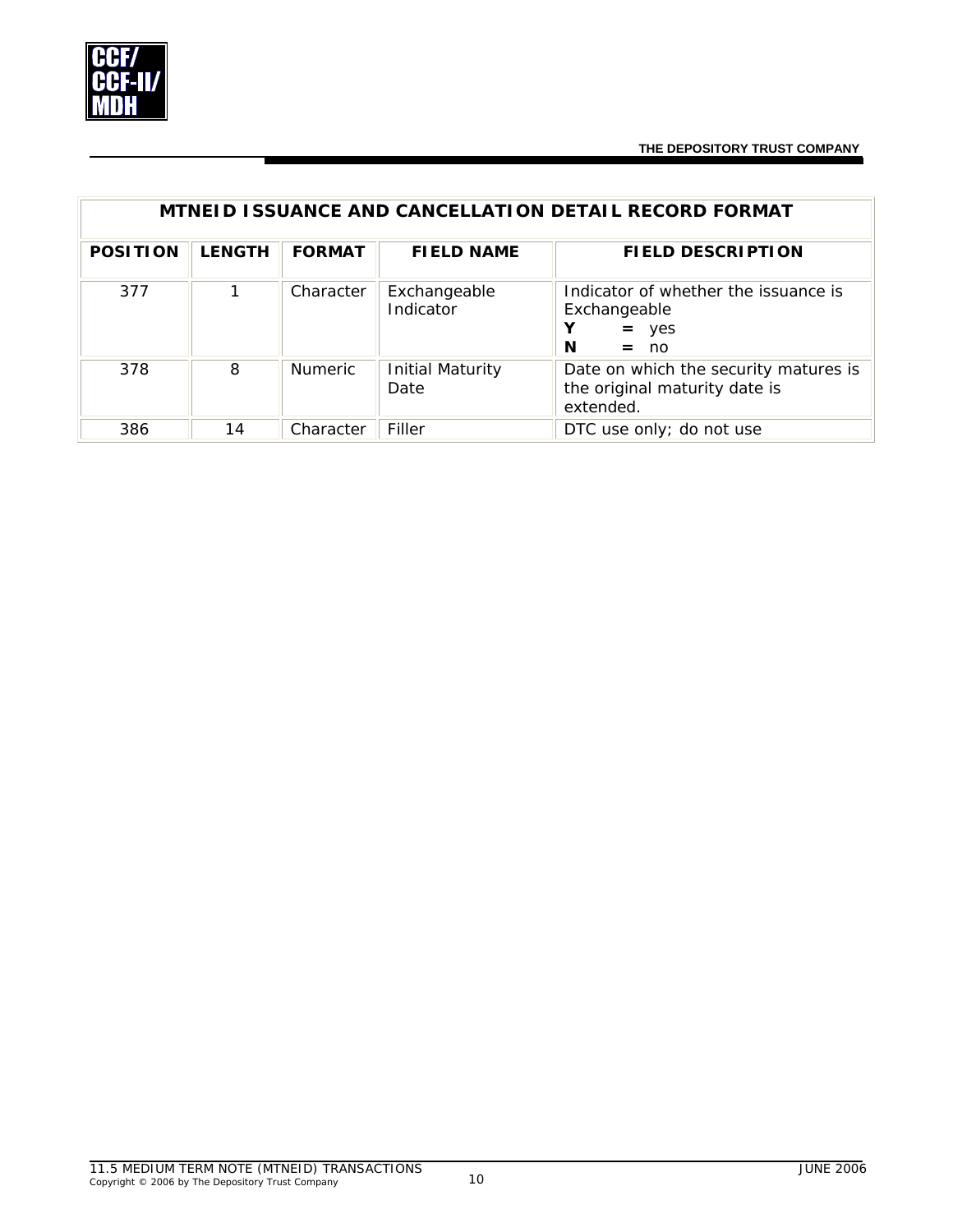| MTNEID ISSUANCE AND CANCELLATION DETAIL RECORD FORMAT | | | | |
|---|---|---|---|---|
| **POSITION** | **LENGTH** | **FORMAT** | **FIELD NAME** | **FIELD DESCRIPTION** |
| 377 | 1 | Character | Exchangeable Indicator | Indicator of whether the issuance is Exchangeable<br>**Y** **=** yes<br>**N** **=** no |
| 378 | 8 | Numeric | Initial Maturity Date | Date on which the security matures is the original maturity date is extended. |
| 386 | 14 | Character | Filler | DTC use only; do not use |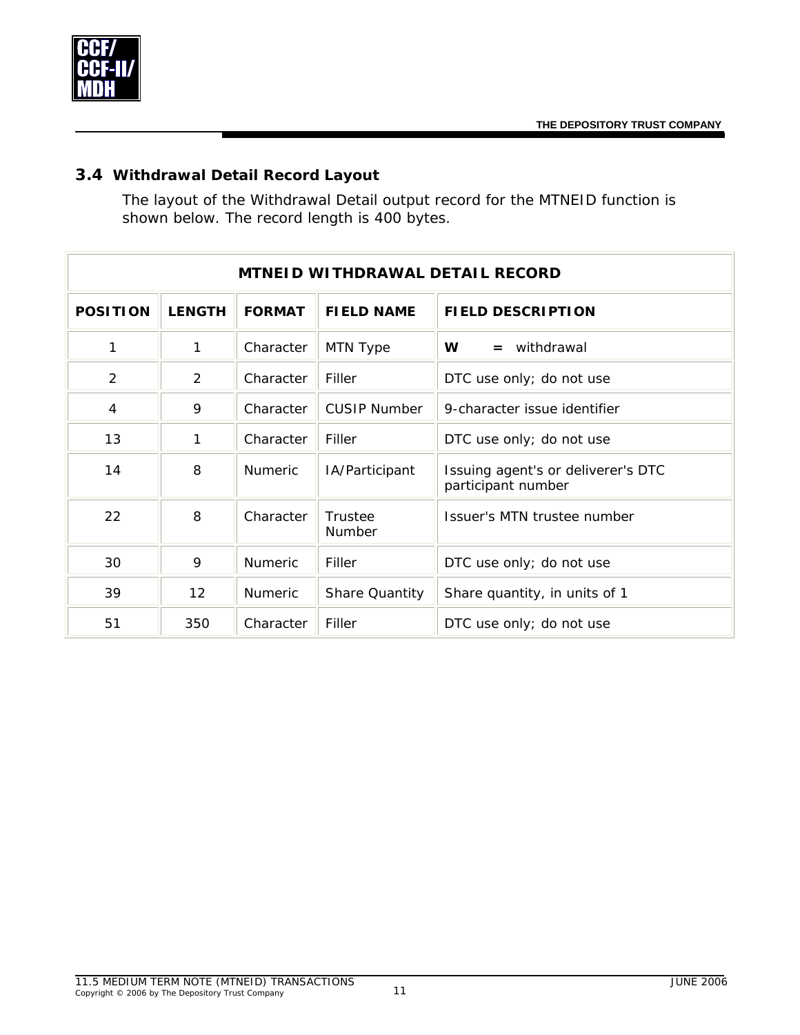## 3.4 Withdrawal Detail Record Layout

The layout of the Withdrawal Detail output record for the MTNEID function is shown below. The record length is 400 bytes.

| MTNEID WITHDRAWAL DETAIL RECORD | | | | |
|---|---|---|---|---|
| **POSITION** | **LENGTH** | **FORMAT** | **FIELD NAME** | **FIELD DESCRIPTION** |
| 1 | 1 | Character | MTN Type | **W** **=** withdrawal |
| 2 | 2 | Character | Filler | DTC use only; do not use |
| 4 | 9 | Character | CUSIP Number | 9-character issue identifier |
| 13 | 1 | Character | Filler | DTC use only; do not use |
| 14 | 8 | Numeric | IA/Participant | Issuing agent's or deliverer's DTC participant number |
| 22 | 8 | Character | Trustee Number | Issuer's MTN trustee number |
| 30 | 9 | Numeric | Filler | DTC use only; do not use |
| 39 | 12 | Numeric | Share Quantity | Share quantity, in units of 1 |
| 51 | 350 | Character | Filler | DTC use only; do not use |